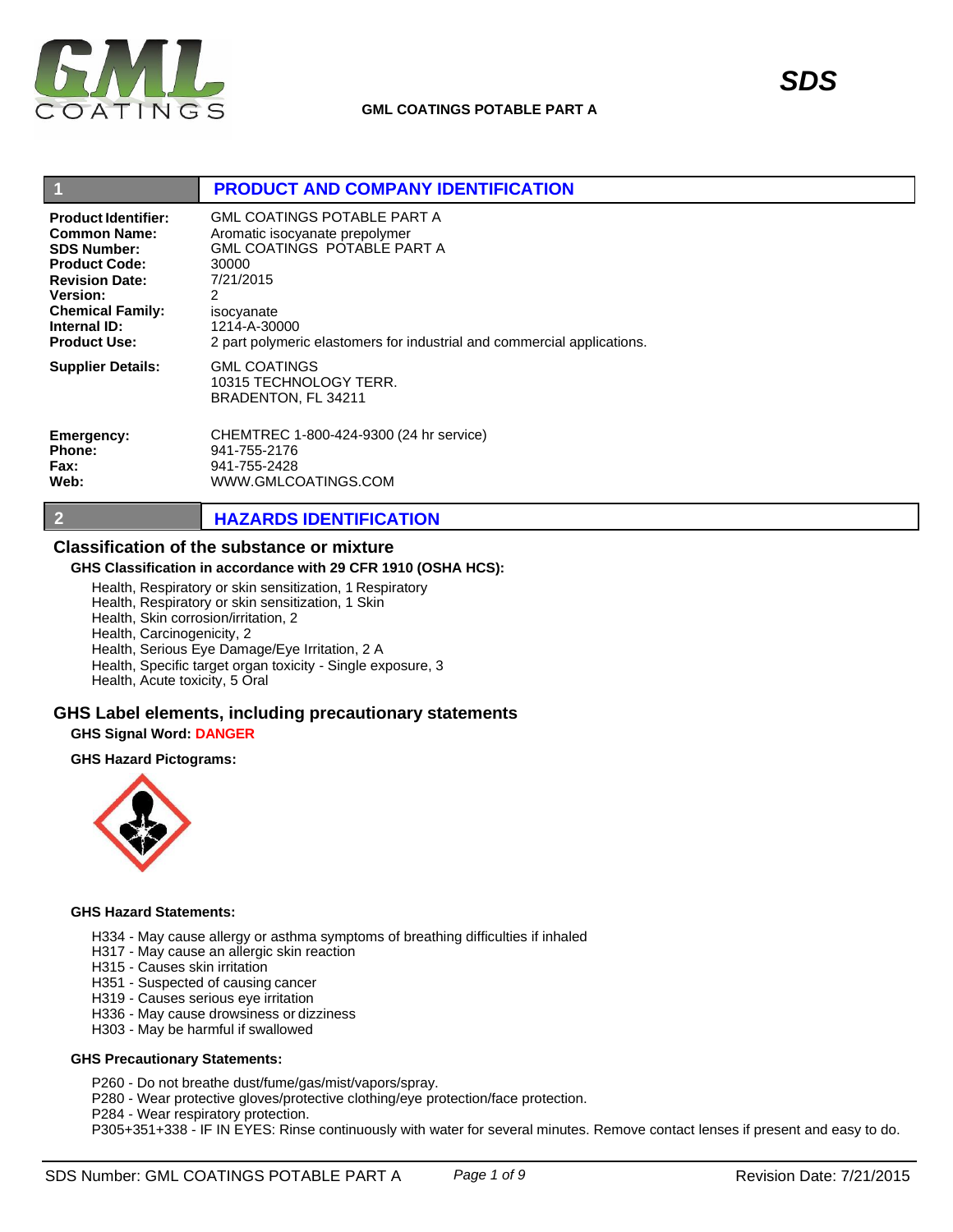**GML COATINGS POTABLE PART A**

**SDS**

## 1 PRODUCT AND COMPANY IDENTIFICATION

**Product Identifier:** GML COATINGS POTABLE PART A
**Common Name:** Aromatic isocyanate prepolymer
**SDS Number:** GML COATINGS POTABLE PART A
**Product Code:** 30000
**Revision Date:** 7/21/2015
**Version:** 2
**Chemical Family:** isocyanate
**Internal ID:** 1214-A-30000
**Product Use:** 2 part polymeric elastomers for industrial and commercial applications.

**Supplier Details:** GML COATINGS
10315 TECHNOLOGY TERR.
BRADENTON, FL 34211

**Emergency:** CHEMTREC 1-800-424-9300 (24 hr service)
**Phone:** 941-755-2176
**Fax:** 941-755-2428
**Web:** WWW.GMLCOATINGS.COM

## 2 HAZARDS IDENTIFICATION

### Classification of the substance or mixture

#### GHS Classification in accordance with 29 CFR 1910 (OSHA HCS):

Health, Respiratory or skin sensitization, 1 Respiratory
Health, Respiratory or skin sensitization, 1 Skin
Health, Skin corrosion/irritation, 2
Health, Carcinogenicity, 2
Health, Serious Eye Damage/Eye Irritation, 2 A
Health, Specific target organ toxicity - Single exposure, 3
Health, Acute toxicity, 5 Oral

### GHS Label elements, including precautionary statements

**GHS Signal Word:** DANGER

**GHS Hazard Pictograms:**

**GHS Hazard Statements:**

H334 - May cause allergy or asthma symptoms of breathing difficulties if inhaled
H317 - May cause an allergic skin reaction
H315 - Causes skin irritation
H351 - Suspected of causing cancer
H319 - Causes serious eye irritation
H336 - May cause drowsiness or dizziness
H303 - May be harmful if swallowed

**GHS Precautionary Statements:**

P260 - Do not breathe dust/fume/gas/mist/vapors/spray.
P280 - Wear protective gloves/protective clothing/eye protection/face protection.
P284 - Wear respiratory protection.
P305+351+338 - IF IN EYES: Rinse continuously with water for several minutes. Remove contact lenses if present and easy to do.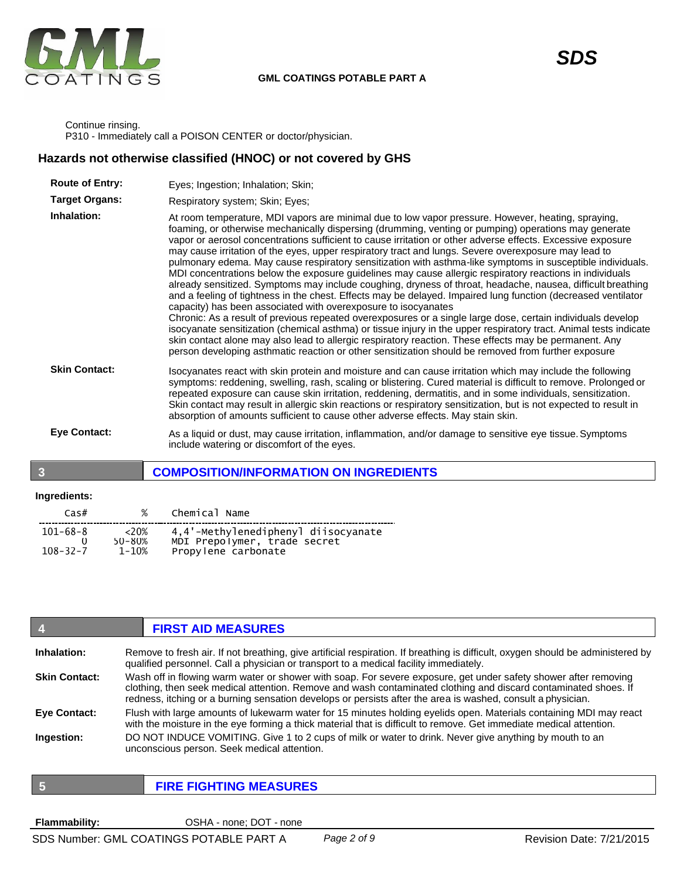Continue rinsing.
P310 - Immediately call a POISON CENTER or doctor/physician.

## Hazards not otherwise classified (HNOC) or not covered by GHS

**Route of Entry:** Eyes; Ingestion; Inhalation; Skin;

**Target Organs:** Respiratory system; Skin; Eyes;

**Inhalation:** At room temperature, MDI vapors are minimal due to low vapor pressure. However, heating, spraying, foaming, or otherwise mechanically dispersing (drumming, venting or pumping) operations may generate vapor or aerosol concentrations sufficient to cause irritation or other adverse effects. Excessive exposure may cause irritation of the eyes, upper respiratory tract and lungs. Severe overexposure may lead to pulmonary edema. May cause respiratory sensitization with asthma-like symptoms in susceptible individuals. MDI concentrations below the exposure guidelines may cause allergic respiratory reactions in individuals already sensitized. Symptoms may include coughing, dryness of throat, headache, nausea, difficult breathing and a feeling of tightness in the chest. Effects may be delayed. Impaired lung function (decreased ventilator capacity) has been associated with overexposure to isocyanates
Chronic: As a result of previous repeated overexposures or a single large dose, certain individuals develop isocyanate sensitization (chemical asthma) or tissue injury in the upper respiratory tract. Animal tests indicate skin contact alone may also lead to allergic respiratory reaction. These effects may be permanent. Any person developing asthmatic reaction or other sensitization should be removed from further exposure

**Skin Contact:** Isocyanates react with skin protein and moisture and can cause irritation which may include the following symptoms: reddening, swelling, rash, scaling or blistering. Cured material is difficult to remove. Prolonged or repeated exposure can cause skin irritation, reddening, dermatitis, and in some individuals, sensitization. Skin contact may result in allergic skin reactions or respiratory sensitization, but is not expected to result in absorption of amounts sufficient to cause other adverse effects. May stain skin.

**Eye Contact:** As a liquid or dust, may cause irritation, inflammation, and/or damage to sensitive eye tissue. Symptoms include watering or discomfort of the eyes.

## 3 COMPOSITION/INFORMATION ON INGREDIENTS

**Ingredients:**

| Cas# | % | Chemical Name |
|---|---|---|
| 101-68-8 | <20% | 4,4'-Methylenediphenyl diisocyanate |
| 0 | 50-80% | MDI Prepolymer, trade secret |
| 108-32-7 | 1-10% | Propylene carbonate |

## 4 FIRST AID MEASURES

**Inhalation:** Remove to fresh air. If not breathing, give artificial respiration. If breathing is difficult, oxygen should be administered by qualified personnel. Call a physician or transport to a medical facility immediately.

**Skin Contact:** Wash off in flowing warm water or shower with soap. For severe exposure, get under safety shower after removing clothing, then seek medical attention. Remove and wash contaminated clothing and discard contaminated shoes. If redness, itching or a burning sensation develops or persists after the area is washed, consult a physician.

**Eye Contact:** Flush with large amounts of lukewarm water for 15 minutes holding eyelids open. Materials containing MDI may react with the moisture in the eye forming a thick material that is difficult to remove. Get immediate medical attention.

**Ingestion:** DO NOT INDUCE VOMITING. Give 1 to 2 cups of milk or water to drink. Never give anything by mouth to an unconscious person. Seek medical attention.

## 5 FIRE FIGHTING MEASURES

**Flammability:** OSHA - none; DOT - none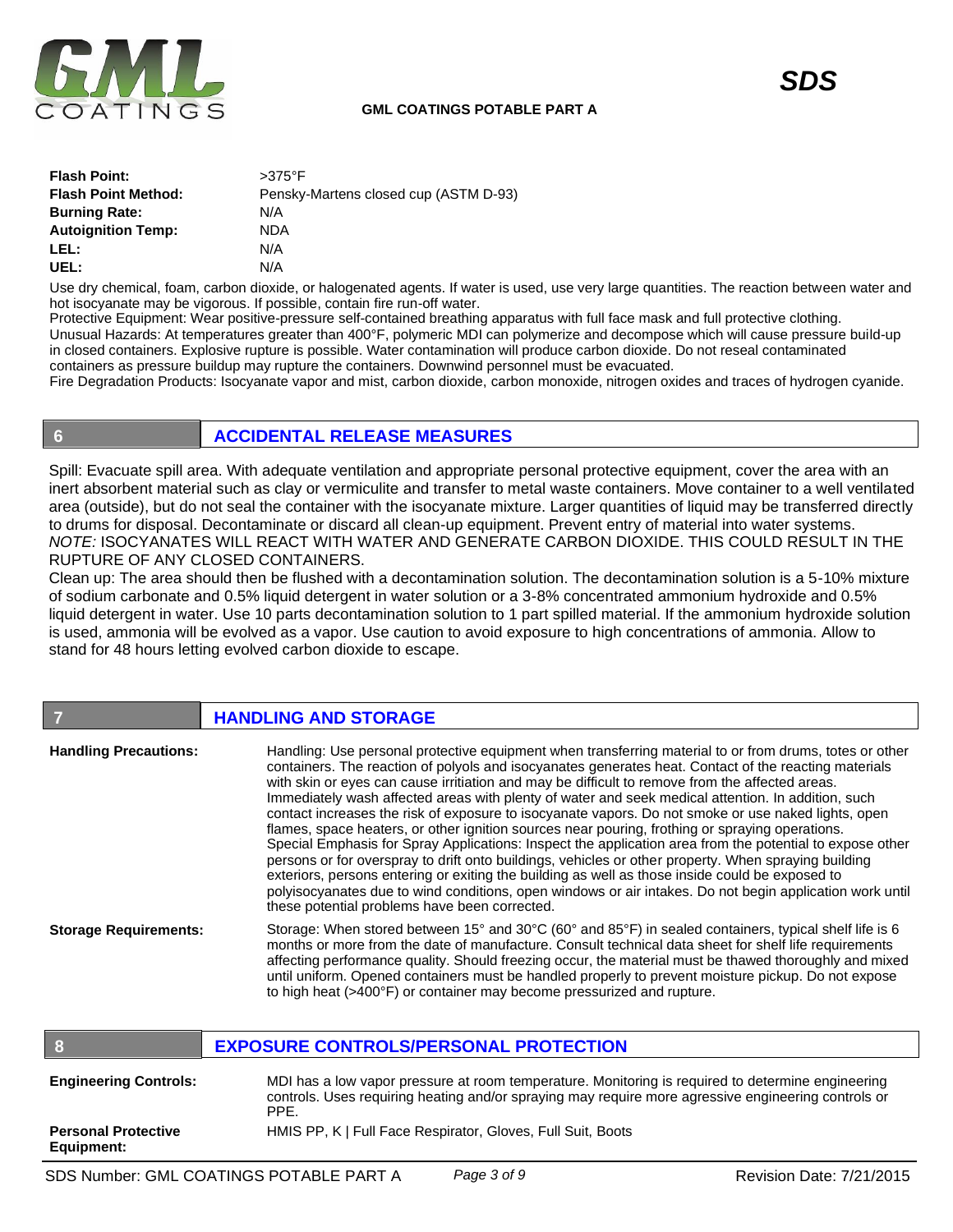| | |
|---|---|
| **Flash Point:** | >375°F |
| **Flash Point Method:** | Pensky-Martens closed cup (ASTM D-93) |
| **Burning Rate:** | N/A |
| **Autoignition Temp:** | NDA |
| **LEL:** | N/A |
| **UEL:** | N/A |

Use dry chemical, foam, carbon dioxide, or halogenated agents. If water is used, use very large quantities. The reaction between water and hot isocyanate may be vigorous. If possible, contain fire run-off water.
Protective Equipment: Wear positive-pressure self-contained breathing apparatus with full face mask and full protective clothing.
Unusual Hazards: At temperatures greater than 400°F, polymeric MDI can polymerize and decompose which will cause pressure build-up in closed containers. Explosive rupture is possible. Water contamination will produce carbon dioxide. Do not reseal contaminated containers as pressure buildup may rupture the containers. Downwind personnel must be evacuated.
Fire Degradation Products: Isocyanate vapor and mist, carbon dioxide, carbon monoxide, nitrogen oxides and traces of hydrogen cyanide.

## 6 ACCIDENTAL RELEASE MEASURES

Spill: Evacuate spill area. With adequate ventilation and appropriate personal protective equipment, cover the area with an inert absorbent material such as clay or vermiculite and transfer to metal waste containers. Move container to a well ventilated area (outside), but do not seal the container with the isocyanate mixture. Larger quantities of liquid may be transferred directly to drums for disposal. Decontaminate or discard all clean-up equipment. Prevent entry of material into water systems.
*NOTE:* ISOCYANATES WILL REACT WITH WATER AND GENERATE CARBON DIOXIDE. THIS COULD RESULT IN THE RUPTURE OF ANY CLOSED CONTAINERS.
Clean up: The area should then be flushed with a decontamination solution. The decontamination solution is a 5-10% mixture of sodium carbonate and 0.5% liquid detergent in water solution or a 3-8% concentrated ammonium hydroxide and 0.5% liquid detergent in water. Use 10 parts decontamination solution to 1 part spilled material. If the ammonium hydroxide solution is used, ammonia will be evolved as a vapor. Use caution to avoid exposure to high concentrations of ammonia. Allow to stand for 48 hours letting evolved carbon dioxide to escape.

## 7 HANDLING AND STORAGE

**Handling Precautions:** Handling: Use personal protective equipment when transferring material to or from drums, totes or other containers. The reaction of polyols and isocyanates generates heat. Contact of the reacting materials with skin or eyes can cause irritation and may be difficult to remove from the affected areas. Immediately wash affected areas with plenty of water and seek medical attention. In addition, such contact increases the risk of exposure to isocyanate vapors. Do not smoke or use naked lights, open flames, space heaters, or other ignition sources near pouring, frothing or spraying operations. Special Emphasis for Spray Applications: Inspect the application area from the potential to expose other persons or for overspray to drift onto buildings, vehicles or other property. When spraying building exteriors, persons entering or exiting the building as well as those inside could be exposed to polyisocyanates due to wind conditions, open windows or air intakes. Do not begin application work until these potential problems have been corrected.

**Storage Requirements:** Storage: When stored between 15° and 30°C (60° and 85°F) in sealed containers, typical shelf life is 6 months or more from the date of manufacture. Consult technical data sheet for shelf life requirements affecting performance quality. Should freezing occur, the material must be thawed thoroughly and mixed until uniform. Opened containers must be handled properly to prevent moisture pickup. Do not expose to high heat (>400°F) or container may become pressurized and rupture.

## 8 EXPOSURE CONTROLS/PERSONAL PROTECTION

**Engineering Controls:** MDI has a low vapor pressure at room temperature. Monitoring is required to determine engineering controls. Uses requiring heating and/or spraying may require more agressive engineering controls or PPE.

**Personal Protective Equipment:** HMIS PP, K | Full Face Respirator, Gloves, Full Suit, Boots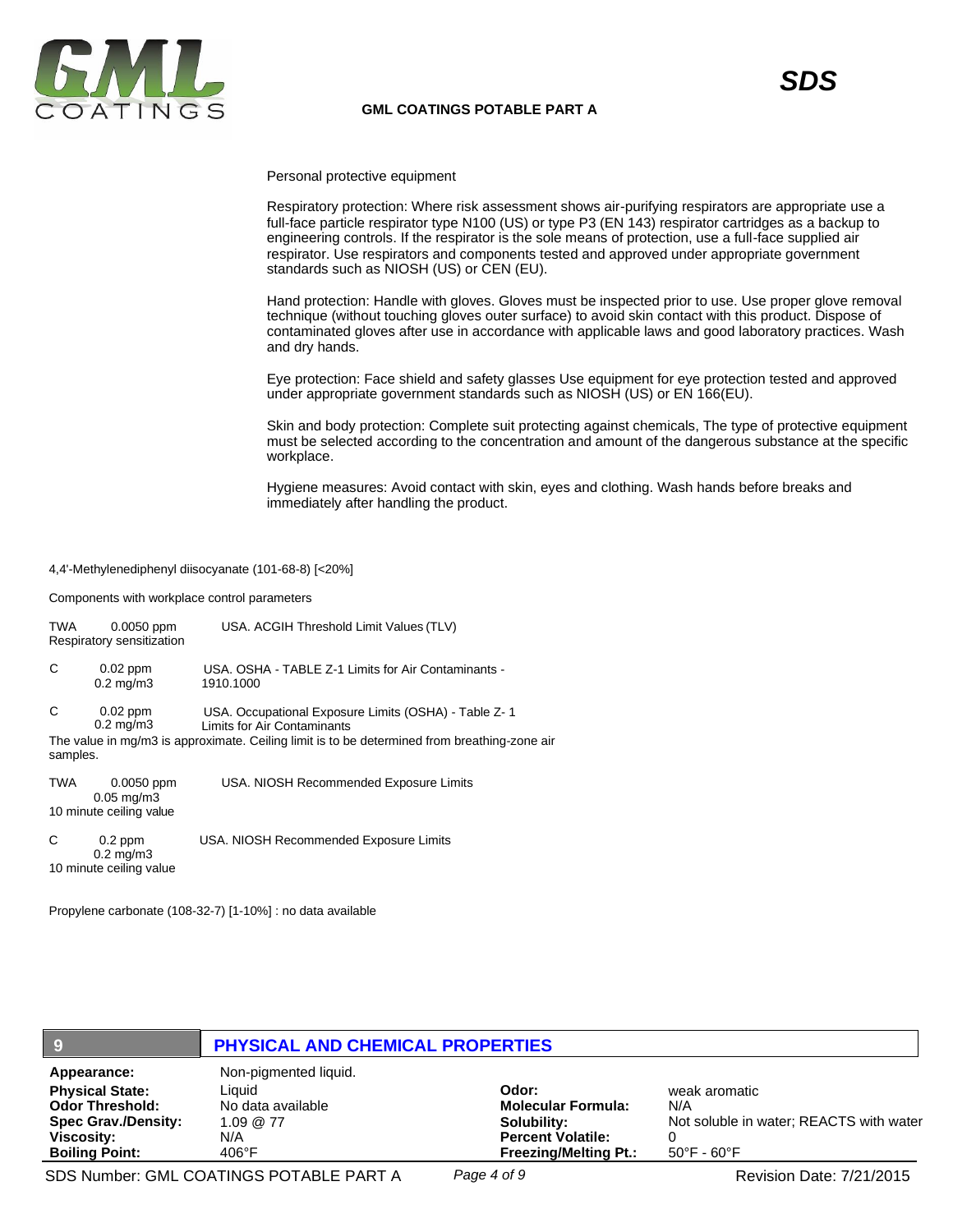Personal protective equipment

Respiratory protection: Where risk assessment shows air-purifying respirators are appropriate use a full-face particle respirator type N100 (US) or type P3 (EN 143) respirator cartridges as a backup to engineering controls. If the respirator is the sole means of protection, use a full-face supplied air respirator. Use respirators and components tested and approved under appropriate government standards such as NIOSH (US) or CEN (EU).

Hand protection: Handle with gloves. Gloves must be inspected prior to use. Use proper glove removal technique (without touching gloves outer surface) to avoid skin contact with this product. Dispose of contaminated gloves after use in accordance with applicable laws and good laboratory practices. Wash and dry hands.

Eye protection: Face shield and safety glasses Use equipment for eye protection tested and approved under appropriate government standards such as NIOSH (US) or EN 166(EU).

Skin and body protection: Complete suit protecting against chemicals, The type of protective equipment must be selected according to the concentration and amount of the dangerous substance at the specific workplace.

Hygiene measures: Avoid contact with skin, eyes and clothing. Wash hands before breaks and immediately after handling the product.

4,4'-Methylenediphenyl diisocyanate (101-68-8) [<20%]

Components with workplace control parameters

TWA 0.0050 ppm USA. ACGIH Threshold Limit Values (TLV)
Respiratory sensitization

C 0.02 ppm 0.2 mg/m3 USA. OSHA - TABLE Z-1 Limits for Air Contaminants - 1910.1000

C 0.02 ppm 0.2 mg/m3 USA. Occupational Exposure Limits (OSHA) - Table Z- 1 Limits for Air Contaminants
The value in mg/m3 is approximate. Ceiling limit is to be determined from breathing-zone air samples.

TWA 0.0050 ppm 0.05 mg/m3 USA. NIOSH Recommended Exposure Limits
10 minute ceiling value

C 0.2 ppm 0.2 mg/m3 USA. NIOSH Recommended Exposure Limits
10 minute ceiling value

Propylene carbonate (108-32-7) [1-10%] : no data available

## 9 PHYSICAL AND CHEMICAL PROPERTIES

**Appearance:** Non-pigmented liquid.

| | | | |
|---|---|---|---|
| **Physical State:** | Liquid | **Odor:** | weak aromatic |
| **Odor Threshold:** | No data available | **Molecular Formula:** | N/A |
| **Spec Grav./Density:** | 1.09 @ 77 | **Solubility:** | Not soluble in water; REACTS with water |
| **Viscosity:** | N/A | **Percent Volatile:** | 0 |
| **Boiling Point:** | 406°F | **Freezing/Melting Pt.:** | 50°F - 60°F |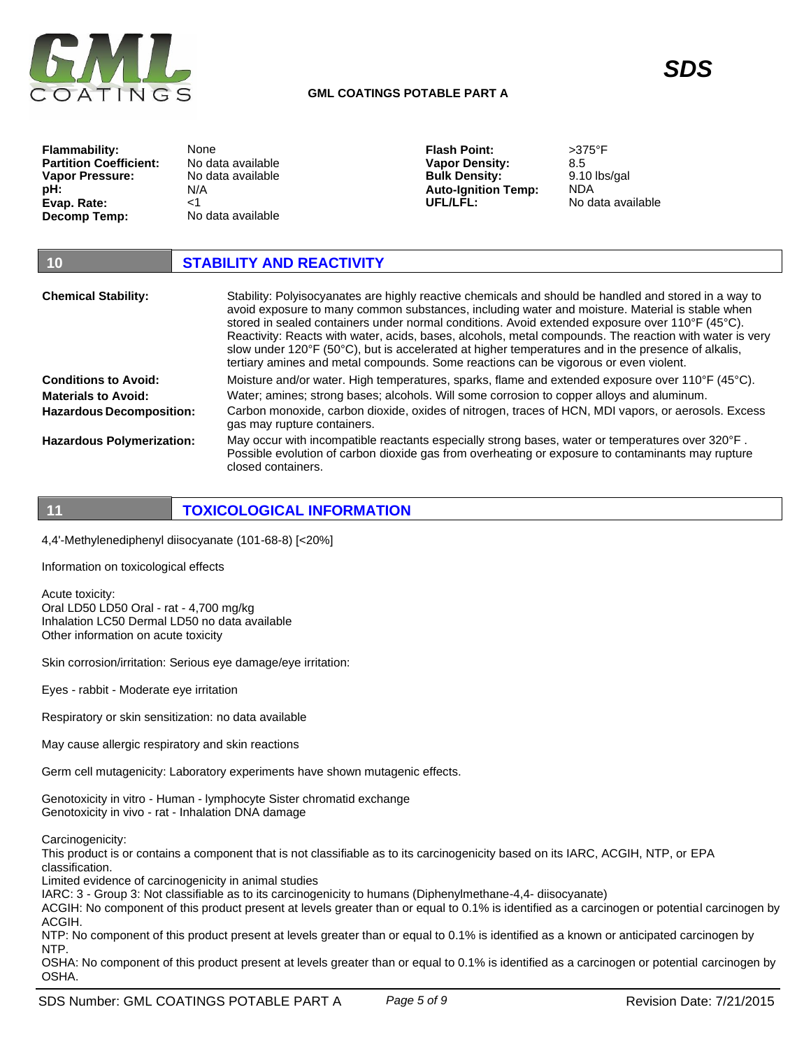| | | | |
|---|---|---|---|
| **Flammability:** | None | **Flash Point:** | >375°F |
| **Partition Coefficient:** | No data available | **Vapor Density:** | 8.5 |
| **Vapor Pressure:** | No data available | **Bulk Density:** | 9.10 lbs/gal |
| **pH:** | N/A | **Auto-Ignition Temp:** | NDA |
| **Evap. Rate:** | <1 | **UFL/LFL:** | No data available |
| **Decomp Temp:** | No data available | | |

## 10 STABILITY AND REACTIVITY

**Chemical Stability:** Stability: Polyisocyanates are highly reactive chemicals and should be handled and stored in a way to avoid exposure to many common substances, including water and moisture. Material is stable when stored in sealed containers under normal conditions. Avoid extended exposure over 110°F (45°C). Reactivity: Reacts with water, acids, bases, alcohols, metal compounds. The reaction with water is very slow under 120°F (50°C), but is accelerated at higher temperatures and in the presence of alkalis, tertiary amines and metal compounds. Some reactions can be vigorous or even violent.

**Conditions to Avoid:** Moisture and/or water. High temperatures, sparks, flame and extended exposure over 110°F (45°C).

**Materials to Avoid:** Water; amines; strong bases; alcohols. Will some corrosion to copper alloys and aluminum.

**Hazardous Decomposition:** Carbon monoxide, carbon dioxide, oxides of nitrogen, traces of HCN, MDI vapors, or aerosols. Excess gas may rupture containers.

**Hazardous Polymerization:** May occur with incompatible reactants especially strong bases, water or temperatures over 320°F . Possible evolution of carbon dioxide gas from overheating or exposure to contaminants may rupture closed containers.

## 11 TOXICOLOGICAL INFORMATION

4,4'-Methylenediphenyl diisocyanate (101-68-8) [<20%]

Information on toxicological effects

Acute toxicity:
Oral LD50 LD50 Oral - rat - 4,700 mg/kg
Inhalation LC50 Dermal LD50 no data available
Other information on acute toxicity

Skin corrosion/irritation: Serious eye damage/eye irritation:

Eyes - rabbit - Moderate eye irritation

Respiratory or skin sensitization: no data available

May cause allergic respiratory and skin reactions

Germ cell mutagenicity: Laboratory experiments have shown mutagenic effects.

Genotoxicity in vitro - Human - lymphocyte Sister chromatid exchange
Genotoxicity in vivo - rat - Inhalation DNA damage

Carcinogenicity:
This product is or contains a component that is not classifiable as to its carcinogenicity based on its IARC, ACGIH, NTP, or EPA classification.
Limited evidence of carcinogenicity in animal studies
IARC: 3 - Group 3: Not classifiable as to its carcinogenicity to humans (Diphenylmethane-4,4- diisocyanate)
ACGIH: No component of this product present at levels greater than or equal to 0.1% is identified as a carcinogen or potential carcinogen by ACGIH.
NTP: No component of this product present at levels greater than or equal to 0.1% is identified as a known or anticipated carcinogen by NTP.
OSHA: No component of this product present at levels greater than or equal to 0.1% is identified as a carcinogen or potential carcinogen by OSHA.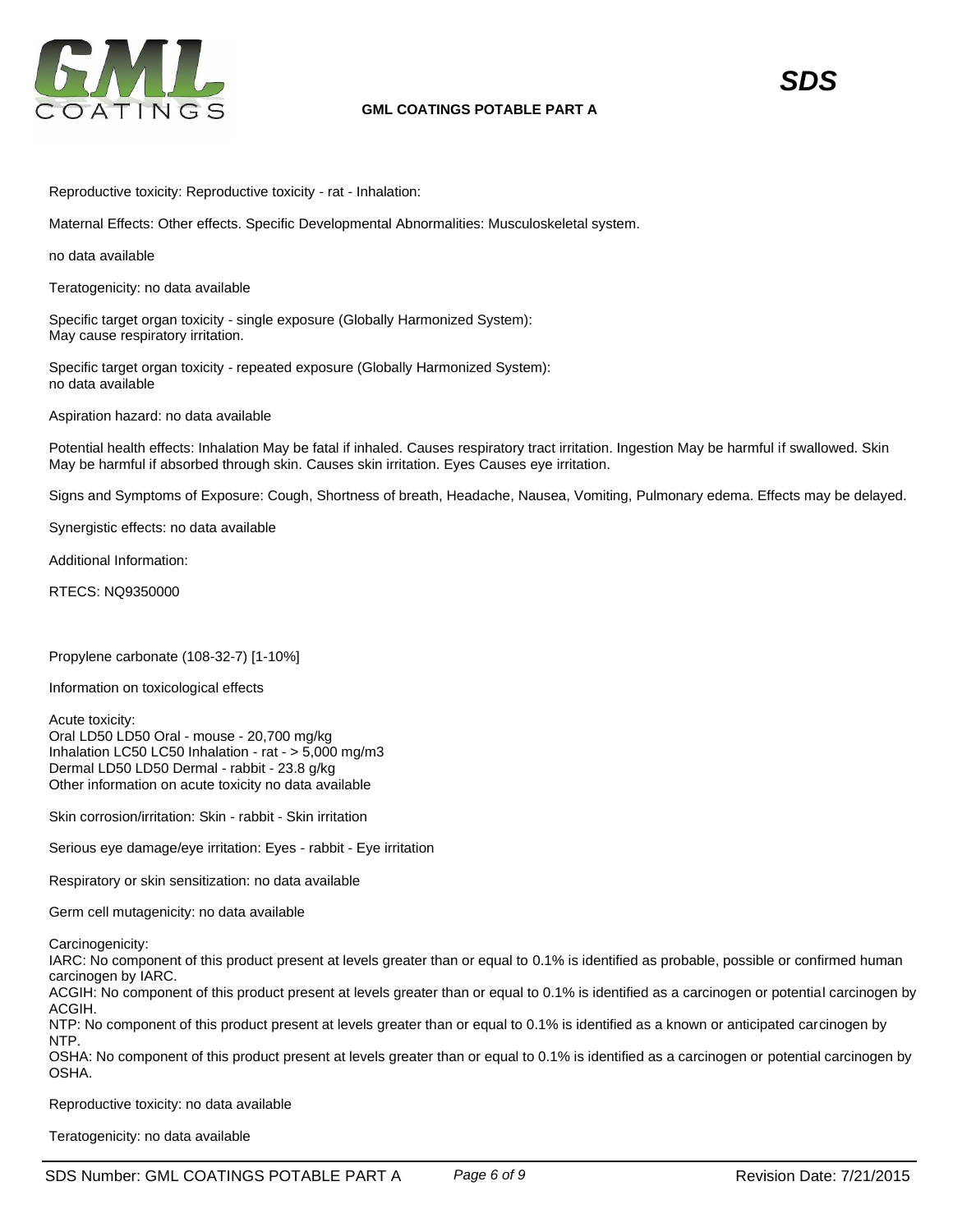Reproductive toxicity: Reproductive toxicity - rat - Inhalation:

Maternal Effects: Other effects. Specific Developmental Abnormalities: Musculoskeletal system.

no data available

Teratogenicity: no data available

Specific target organ toxicity - single exposure (Globally Harmonized System):
May cause respiratory irritation.

Specific target organ toxicity - repeated exposure (Globally Harmonized System):
no data available

Aspiration hazard: no data available

Potential health effects: Inhalation May be fatal if inhaled. Causes respiratory tract irritation. Ingestion May be harmful if swallowed. Skin May be harmful if absorbed through skin. Causes skin irritation. Eyes Causes eye irritation.

Signs and Symptoms of Exposure: Cough, Shortness of breath, Headache, Nausea, Vomiting, Pulmonary edema. Effects may be delayed.

Synergistic effects: no data available

Additional Information:

RTECS: NQ9350000

Propylene carbonate (108-32-7) [1-10%]

Information on toxicological effects

Acute toxicity:
Oral LD50 LD50 Oral - mouse - 20,700 mg/kg
Inhalation LC50 LC50 Inhalation - rat - > 5,000 mg/m3
Dermal LD50 LD50 Dermal - rabbit - 23.8 g/kg
Other information on acute toxicity no data available

Skin corrosion/irritation: Skin - rabbit - Skin irritation

Serious eye damage/eye irritation: Eyes - rabbit - Eye irritation

Respiratory or skin sensitization: no data available

Germ cell mutagenicity: no data available

Carcinogenicity:
IARC: No component of this product present at levels greater than or equal to 0.1% is identified as probable, possible or confirmed human carcinogen by IARC.
ACGIH: No component of this product present at levels greater than or equal to 0.1% is identified as a carcinogen or potential carcinogen by ACGIH.
NTP: No component of this product present at levels greater than or equal to 0.1% is identified as a known or anticipated carcinogen by NTP.
OSHA: No component of this product present at levels greater than or equal to 0.1% is identified as a carcinogen or potential carcinogen by OSHA.

Reproductive toxicity: no data available

Teratogenicity: no data available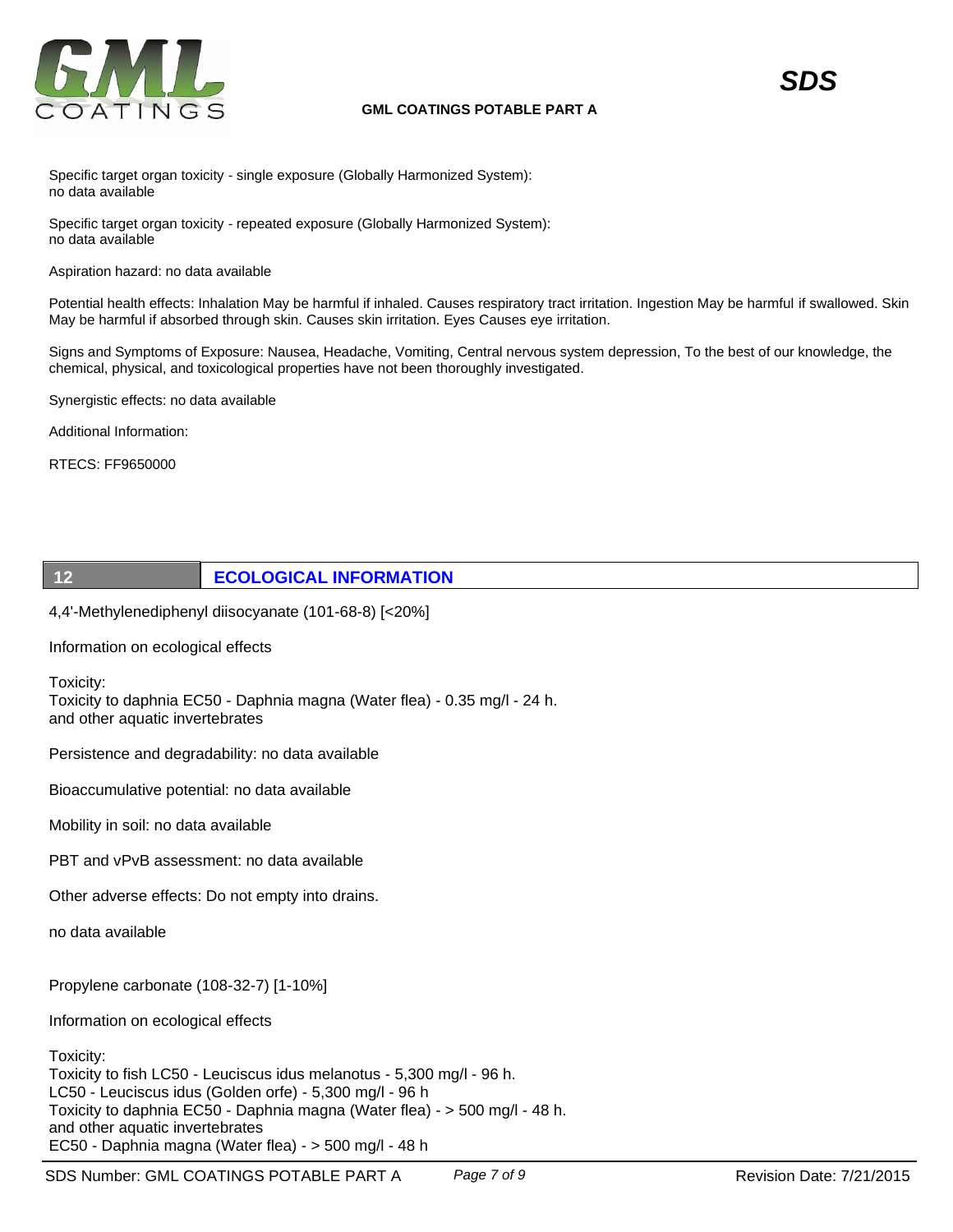Specific target organ toxicity - single exposure (Globally Harmonized System):
no data available

Specific target organ toxicity - repeated exposure (Globally Harmonized System):
no data available

Aspiration hazard: no data available

Potential health effects: Inhalation May be harmful if inhaled. Causes respiratory tract irritation. Ingestion May be harmful if swallowed. Skin May be harmful if absorbed through skin. Causes skin irritation. Eyes Causes eye irritation.

Signs and Symptoms of Exposure: Nausea, Headache, Vomiting, Central nervous system depression, To the best of our knowledge, the chemical, physical, and toxicological properties have not been thoroughly investigated.

Synergistic effects: no data available

Additional Information:

RTECS: FF9650000

## 12 ECOLOGICAL INFORMATION

4,4'-Methylenediphenyl diisocyanate (101-68-8) [<20%]

Information on ecological effects

Toxicity:
Toxicity to daphnia EC50 - Daphnia magna (Water flea) - 0.35 mg/l - 24 h.
and other aquatic invertebrates

Persistence and degradability: no data available

Bioaccumulative potential: no data available

Mobility in soil: no data available

PBT and vPvB assessment: no data available

Other adverse effects: Do not empty into drains.

no data available

Propylene carbonate (108-32-7) [1-10%]

Information on ecological effects

Toxicity:
Toxicity to fish LC50 - Leuciscus idus melanotus - 5,300 mg/l - 96 h.
LC50 - Leuciscus idus (Golden orfe) - 5,300 mg/l - 96 h
Toxicity to daphnia EC50 - Daphnia magna (Water flea) - > 500 mg/l - 48 h.
and other aquatic invertebrates
EC50 - Daphnia magna (Water flea) - > 500 mg/l - 48 h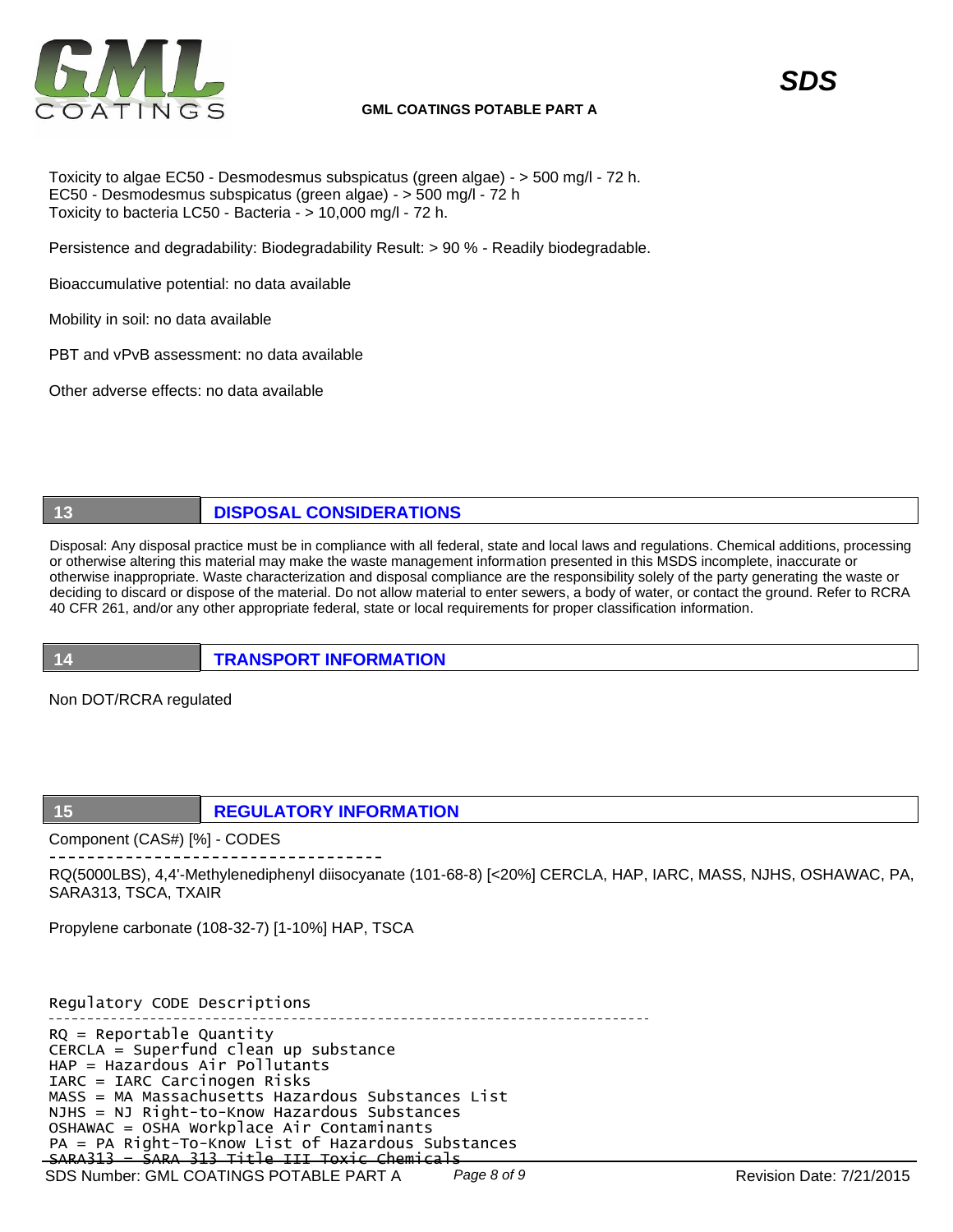Toxicity to algae EC50 - Desmodesmus subspicatus (green algae) - > 500 mg/l - 72 h.
EC50 - Desmodesmus subspicatus (green algae) - > 500 mg/l - 72 h
Toxicity to bacteria LC50 - Bacteria - > 10,000 mg/l - 72 h.

Persistence and degradability: Biodegradability Result: > 90 % - Readily biodegradable.

Bioaccumulative potential: no data available

Mobility in soil: no data available

PBT and vPvB assessment: no data available

Other adverse effects: no data available

## 13 DISPOSAL CONSIDERATIONS

Disposal: Any disposal practice must be in compliance with all federal, state and local laws and regulations. Chemical additions, processing or otherwise altering this material may make the waste management information presented in this MSDS incomplete, inaccurate or otherwise inappropriate. Waste characterization and disposal compliance are the responsibility solely of the party generating the waste or deciding to discard or dispose of the material. Do not allow material to enter sewers, a body of water, or contact the ground. Refer to RCRA 40 CFR 261, and/or any other appropriate federal, state or local requirements for proper classification information.

## 14 TRANSPORT INFORMATION

Non DOT/RCRA regulated

## 15 REGULATORY INFORMATION

Component (CAS#) [%] - CODES

-----------------------------------

RQ(5000LBS), 4,4'-Methylenediphenyl diisocyanate (101-68-8) [<20%] CERCLA, HAP, IARC, MASS, NJHS, OSHAWAC, PA, SARA313, TSCA, TXAIR

Propylene carbonate (108-32-7) [1-10%] HAP, TSCA

```
Regulatory CODE Descriptions
----------------------------------------------------------------------------
RQ = Reportable Quantity
CERCLA = Superfund clean up substance
HAP = Hazardous Air Pollutants
IARC = IARC Carcinogen Risks
MASS = MA Massachusetts Hazardous Substances List
NJHS = NJ Right-to-Know Hazardous Substances
OSHAWAC = OSHA Workplace Air Contaminants
PA = PA Right-To-Know List of Hazardous Substances
SARA313 = SARA 313 Title III Toxic Chemicals
```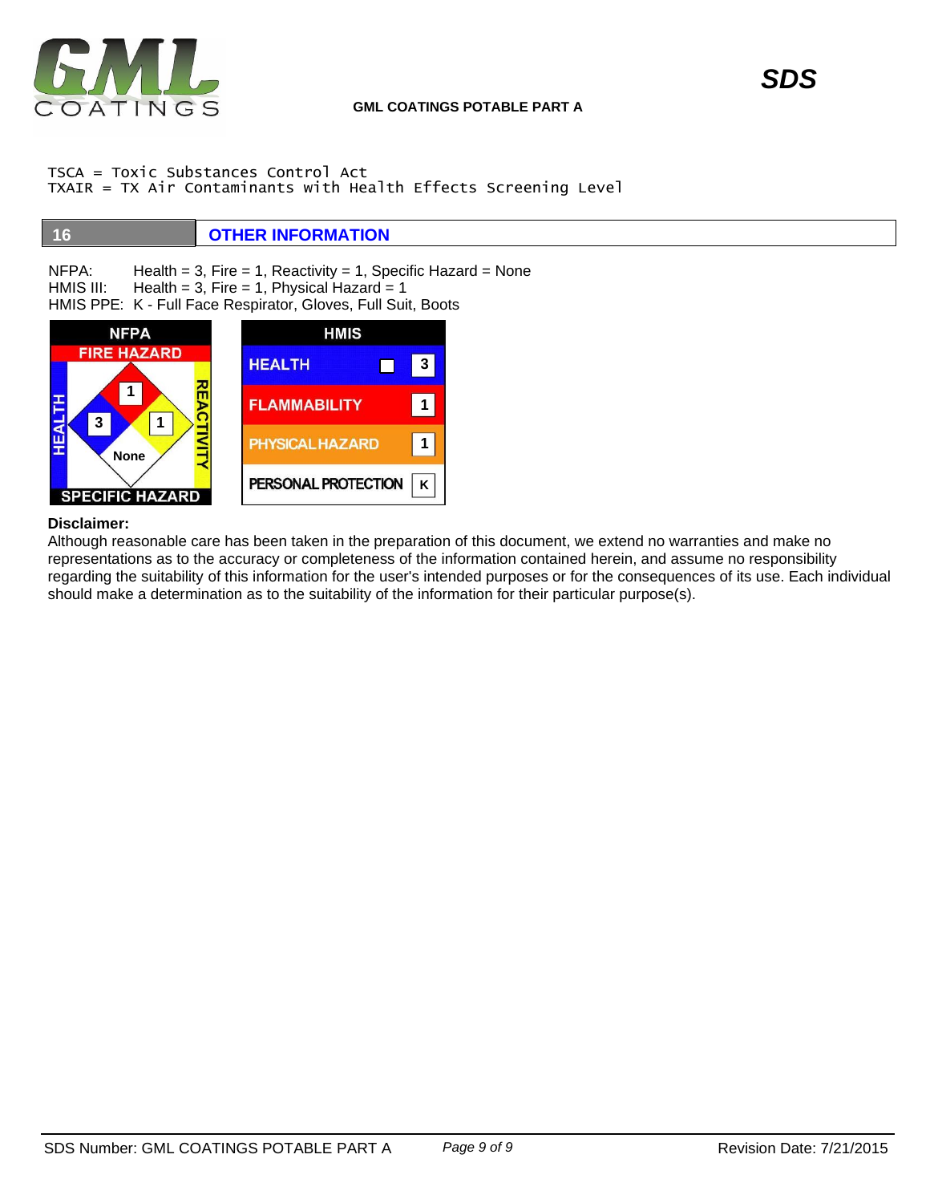TSCA = Toxic Substances Control Act
TXAIR = TX Air Contaminants with Health Effects Screening Level

## 16 OTHER INFORMATION

NFPA: Health = 3, Fire = 1, Reactivity = 1, Specific Hazard = None
HMIS III: Health = 3, Fire = 1, Physical Hazard = 1
HMIS PPE: K - Full Face Respirator, Gloves, Full Suit, Boots

NFPA
FIRE HAZARD
1
HEALTH
3
REACTIVITY
1
None
SPECIFIC HAZARD

| HMIS | |
|---|---|
| HEALTH | 3 |
| FLAMMABILITY | 1 |
| PHYSICAL HAZARD | 1 |
| PERSONAL PROTECTION | K |

**Disclaimer:**
Although reasonable care has been taken in the preparation of this document, we extend no warranties and make no representations as to the accuracy or completeness of the information contained herein, and assume no responsibility regarding the suitability of this information for the user's intended purposes or for the consequences of its use. Each individual should make a determination as to the suitability of the information for their particular purpose(s).